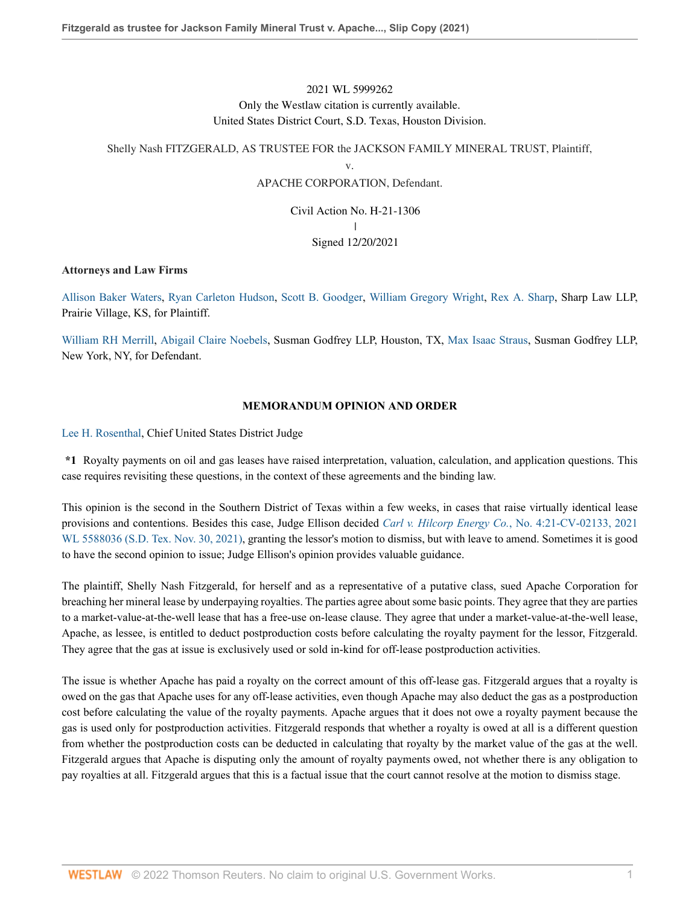2021 WL 5999262

Only the Westlaw citation is currently available.

United States District Court, S.D. Texas, Houston Division.

Shelly Nash FITZGERALD, AS TRUSTEE FOR the JACKSON FAMILY MINERAL TRUST, Plaintiff,

v.

APACHE CORPORATION, Defendant.

Civil Action No. H-21-1306

|

Signed 12/20/2021

**Attorneys and Law Firms**

Allison Baker Waters, Ryan Carleton Hudson, Scott B. Goodger, William Gregory Wright, Rex A. Sharp, Sharp Law LLP, Prairie Village, KS, for Plaintiff.

William RH Merrill, Abigail Claire Noebels, Susman Godfrey LLP, Houston, TX, Max Isaac Straus, Susman Godfrey LLP, New York, NY, for Defendant.

**MEMORANDUM OPINION AND ORDER**

Lee H. Rosenthal, Chief United States District Judge

**\*1** Royalty payments on oil and gas leases have raised interpretation, valuation, calculation, and application questions. This case requires revisiting these questions, in the context of these agreements and the binding law.

This opinion is the second in the Southern District of Texas within a few weeks, in cases that raise virtually identical lease provisions and contentions. Besides this case, Judge Ellison decided *Carl v. Hilcorp Energy Co.*, No. 4:21-CV-02133, 2021 WL 5588036 (S.D. Tex. Nov. 30, 2021), granting the lessor's motion to dismiss, but with leave to amend. Sometimes it is good to have the second opinion to issue; Judge Ellison's opinion provides valuable guidance.

The plaintiff, Shelly Nash Fitzgerald, for herself and as a representative of a putative class, sued Apache Corporation for breaching her mineral lease by underpaying royalties. The parties agree about some basic points. They agree that they are parties to a market-value-at-the-well lease that has a free-use on-lease clause. They agree that under a market-value-at-the-well lease, Apache, as lessee, is entitled to deduct postproduction costs before calculating the royalty payment for the lessor, Fitzgerald. They agree that the gas at issue is exclusively used or sold in-kind for off-lease postproduction activities.

The issue is whether Apache has paid a royalty on the correct amount of this off-lease gas. Fitzgerald argues that a royalty is owed on the gas that Apache uses for any off-lease activities, even though Apache may also deduct the gas as a postproduction cost before calculating the value of the royalty payments. Apache argues that it does not owe a royalty payment because the gas is used only for postproduction activities. Fitzgerald responds that whether a royalty is owed at all is a different question from whether the postproduction costs can be deducted in calculating that royalty by the market value of the gas at the well. Fitzgerald argues that Apache is disputing only the amount of royalty payments owed, not whether there is any obligation to pay royalties at all. Fitzgerald argues that this is a factual issue that the court cannot resolve at the motion to dismiss stage.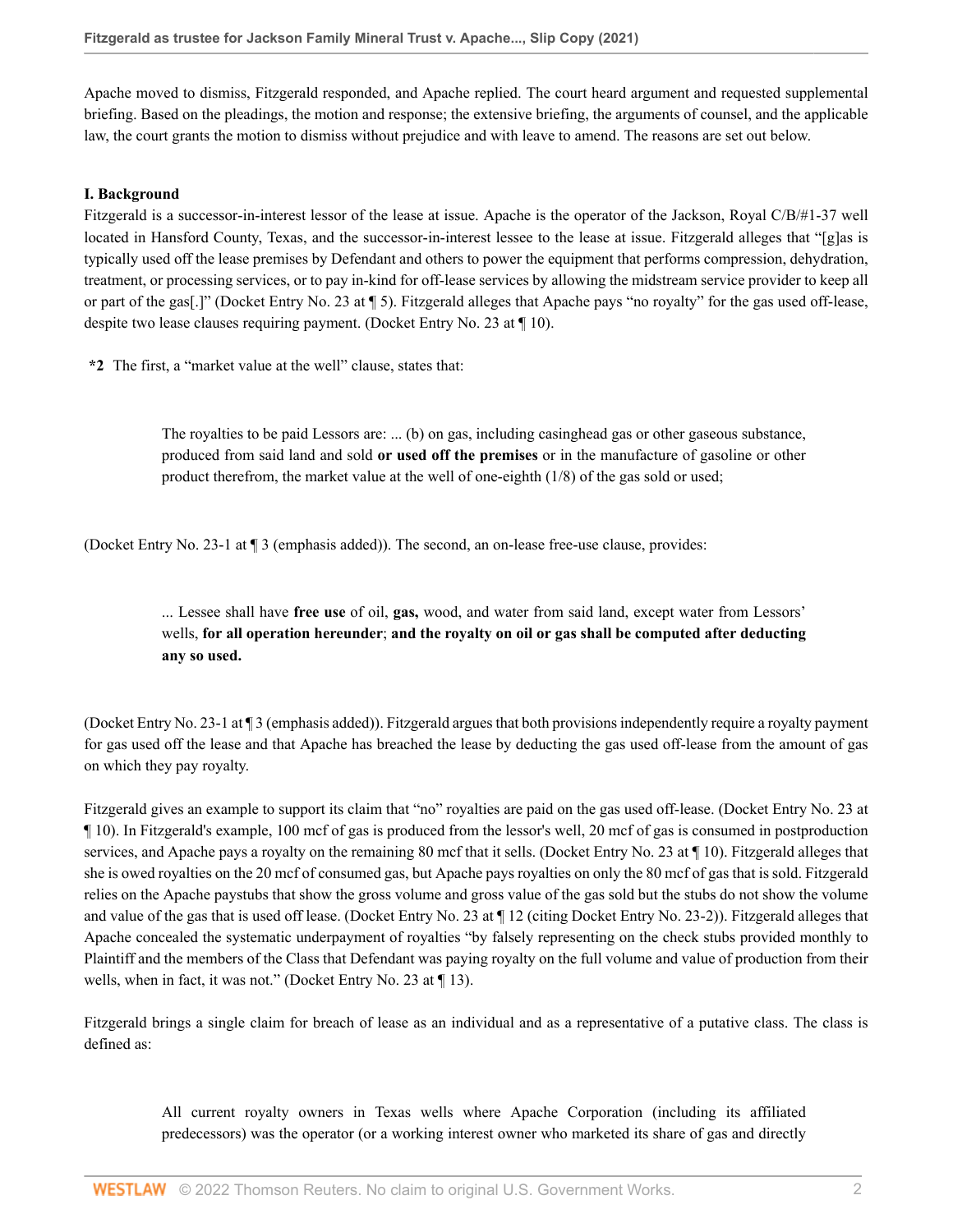Apache moved to dismiss, Fitzgerald responded, and Apache replied. The court heard argument and requested supplemental briefing. Based on the pleadings, the motion and response; the extensive briefing, the arguments of counsel, and the applicable law, the court grants the motion to dismiss without prejudice and with leave to amend. The reasons are set out below.

## I. Background

Fitzgerald is a successor-in-interest lessor of the lease at issue. Apache is the operator of the Jackson, Royal C/B/#1-37 well located in Hansford County, Texas, and the successor-in-interest lessee to the lease at issue. Fitzgerald alleges that "[g]as is typically used off the lease premises by Defendant and others to power the equipment that performs compression, dehydration, treatment, or processing services, or to pay in-kind for off-lease services by allowing the midstream service provider to keep all or part of the gas[.]" (Docket Entry No. 23 at ¶ 5). Fitzgerald alleges that Apache pays "no royalty" for the gas used off-lease, despite two lease clauses requiring payment. (Docket Entry No. 23 at ¶ 10).

**\*2** The first, a "market value at the well" clause, states that:

> The royalties to be paid Lessors are: ... (b) on gas, including casinghead gas or other gaseous substance, produced from said land and sold **or used off the premises** or in the manufacture of gasoline or other product therefrom, the market value at the well of one-eighth (1/8) of the gas sold or used;

(Docket Entry No. 23-1 at ¶ 3 (emphasis added)). The second, an on-lease free-use clause, provides:

> ... Lessee shall have **free use** of oil, **gas,** wood, and water from said land, except water from Lessors' wells, **for all operation hereunder**; **and the royalty on oil or gas shall be computed after deducting any so used.**

(Docket Entry No. 23-1 at ¶ 3 (emphasis added)). Fitzgerald argues that both provisions independently require a royalty payment for gas used off the lease and that Apache has breached the lease by deducting the gas used off-lease from the amount of gas on which they pay royalty.

Fitzgerald gives an example to support its claim that "no" royalties are paid on the gas used off-lease. (Docket Entry No. 23 at ¶ 10). In Fitzgerald's example, 100 mcf of gas is produced from the lessor's well, 20 mcf of gas is consumed in postproduction services, and Apache pays a royalty on the remaining 80 mcf that it sells. (Docket Entry No. 23 at ¶ 10). Fitzgerald alleges that she is owed royalties on the 20 mcf of consumed gas, but Apache pays royalties on only the 80 mcf of gas that is sold. Fitzgerald relies on the Apache paystubs that show the gross volume and gross value of the gas sold but the stubs do not show the volume and value of the gas that is used off lease. (Docket Entry No. 23 at ¶ 12 (citing Docket Entry No. 23-2)). Fitzgerald alleges that Apache concealed the systematic underpayment of royalties "by falsely representing on the check stubs provided monthly to Plaintiff and the members of the Class that Defendant was paying royalty on the full volume and value of production from their wells, when in fact, it was not." (Docket Entry No. 23 at ¶ 13).

Fitzgerald brings a single claim for breach of lease as an individual and as a representative of a putative class. The class is defined as:

> All current royalty owners in Texas wells where Apache Corporation (including its affiliated predecessors) was the operator (or a working interest owner who marketed its share of gas and directly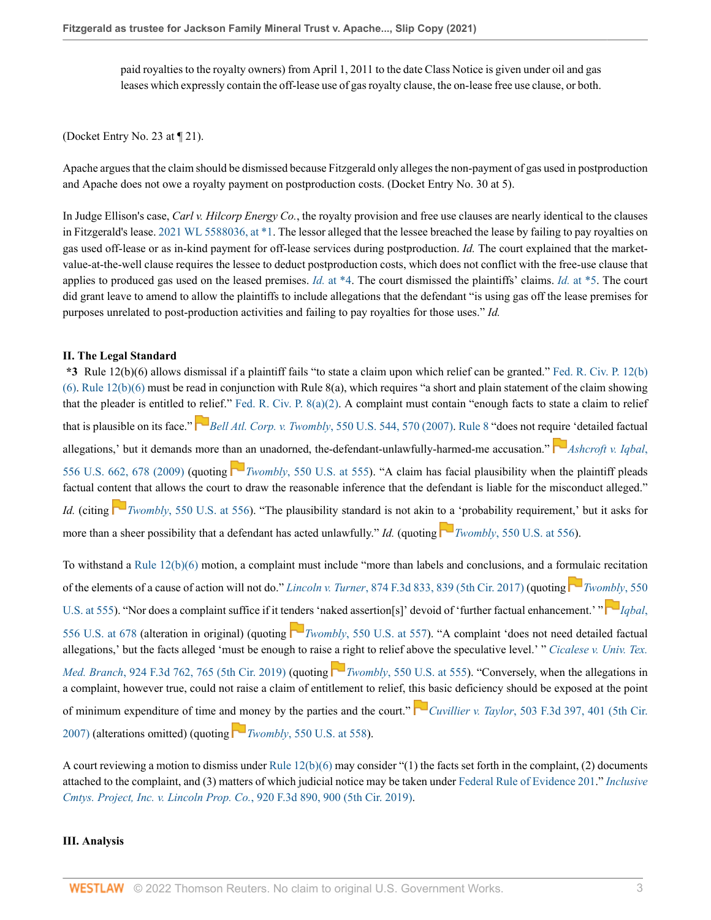paid royalties to the royalty owners) from April 1, 2011 to the date Class Notice is given under oil and gas leases which expressly contain the off-lease use of gas royalty clause, the on-lease free use clause, or both.

(Docket Entry No. 23 at ¶ 21).

Apache argues that the claim should be dismissed because Fitzgerald only alleges the non-payment of gas used in postproduction and Apache does not owe a royalty payment on postproduction costs. (Docket Entry No. 30 at 5).

In Judge Ellison's case, *Carl v. Hilcorp Energy Co.*, the royalty provision and free use clauses are nearly identical to the clauses in Fitzgerald's lease. 2021 WL 5588036, at *1. The lessor alleged that the lessee breached the lease by failing to pay royalties on gas used off-lease or as in-kind payment for off-lease services during postproduction. *Id.* The court explained that the market-value-at-the-well clause requires the lessee to deduct postproduction costs, which does not conflict with the free-use clause that applies to produced gas used on the leased premises. *Id.* at *4. The court dismissed the plaintiffs' claims. *Id.* at *5. The court did grant leave to amend to allow the plaintiffs to include allegations that the defendant "is using gas off the lease premises for purposes unrelated to post-production activities and failing to pay royalties for those uses." *Id.*

## II. The Legal Standard

**\*3** Rule 12(b)(6) allows dismissal if a plaintiff fails "to state a claim upon which relief can be granted." Fed. R. Civ. P. 12(b)(6). Rule 12(b)(6) must be read in conjunction with Rule 8(a), which requires "a short and plain statement of the claim showing that the pleader is entitled to relief." Fed. R. Civ. P. 8(a)(2). A complaint must contain "enough facts to state a claim to relief that is plausible on its face." *Bell Atl. Corp. v. Twombly*, 550 U.S. 544, 570 (2007). Rule 8 "does not require 'detailed factual allegations,' but it demands more than an unadorned, the-defendant-unlawfully-harmed-me accusation." *Ashcroft v. Iqbal*, 556 U.S. 662, 678 (2009) (quoting *Twombly*, 550 U.S. at 555). "A claim has facial plausibility when the plaintiff pleads factual content that allows the court to draw the reasonable inference that the defendant is liable for the misconduct alleged." *Id.* (citing *Twombly*, 550 U.S. at 556). "The plausibility standard is not akin to a 'probability requirement,' but it asks for more than a sheer possibility that a defendant has acted unlawfully." *Id.* (quoting *Twombly*, 550 U.S. at 556).

To withstand a Rule 12(b)(6) motion, a complaint must include "more than labels and conclusions, and a formulaic recitation of the elements of a cause of action will not do." *Lincoln v. Turner*, 874 F.3d 833, 839 (5th Cir. 2017) (quoting *Twombly*, 550 U.S. at 555). "Nor does a complaint suffice if it tenders 'naked assertion[s]' devoid of 'further factual enhancement.' " *Iqbal*, 556 U.S. at 678 (alteration in original) (quoting *Twombly*, 550 U.S. at 557). "A complaint 'does not need detailed factual allegations,' but the facts alleged 'must be enough to raise a right to relief above the speculative level.' " *Cicalese v. Univ. Tex. Med. Branch*, 924 F.3d 762, 765 (5th Cir. 2019) (quoting *Twombly*, 550 U.S. at 555). "Conversely, when the allegations in a complaint, however true, could not raise a claim of entitlement to relief, this basic deficiency should be exposed at the point of minimum expenditure of time and money by the parties and the court." *Cuvillier v. Taylor*, 503 F.3d 397, 401 (5th Cir. 2007) (alterations omitted) (quoting *Twombly*, 550 U.S. at 558).

A court reviewing a motion to dismiss under Rule 12(b)(6) may consider "(1) the facts set forth in the complaint, (2) documents attached to the complaint, and (3) matters of which judicial notice may be taken under Federal Rule of Evidence 201." *Inclusive Cmtys. Project, Inc. v. Lincoln Prop. Co.*, 920 F.3d 890, 900 (5th Cir. 2019).

## III. Analysis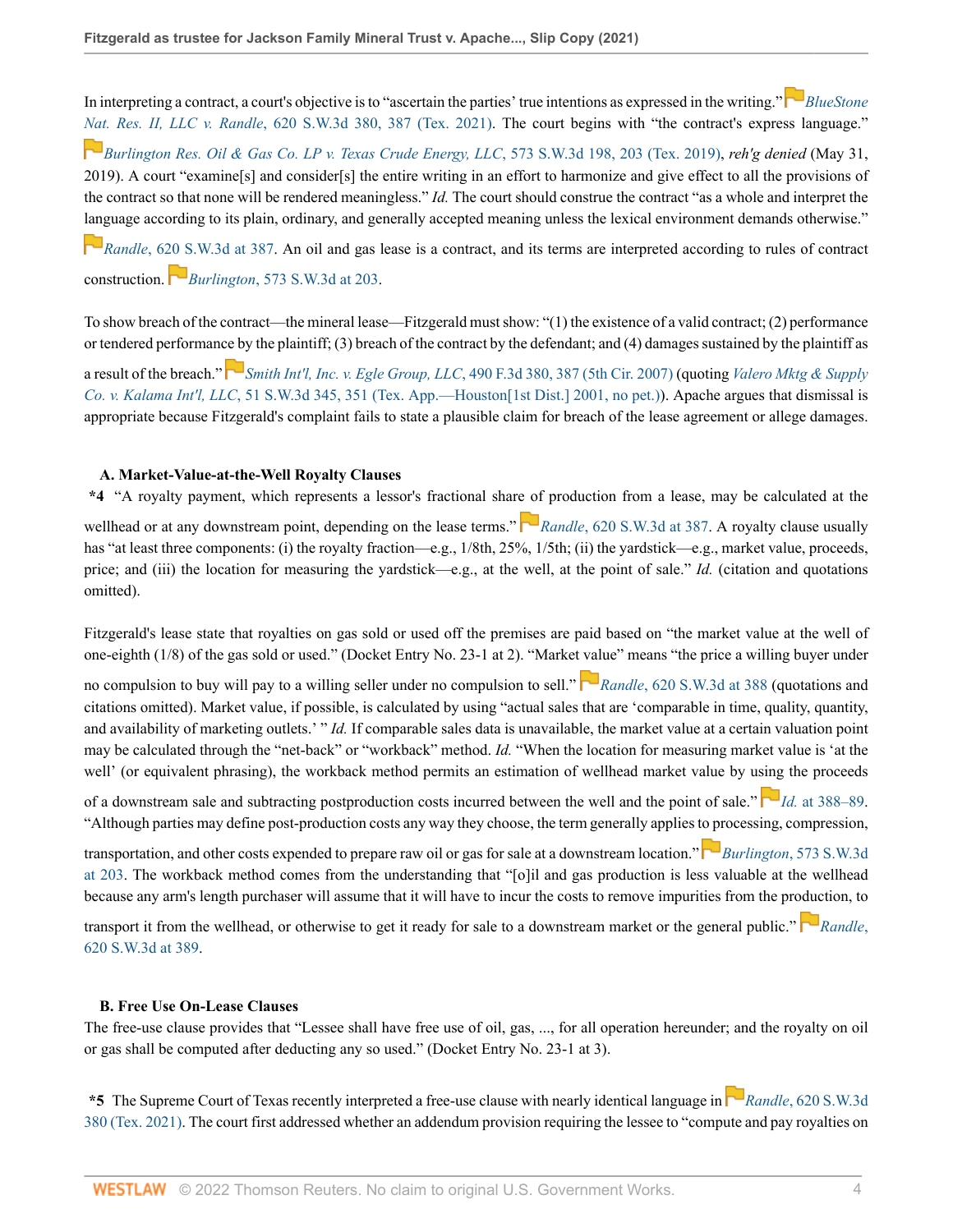In interpreting a contract, a court's objective is to "ascertain the parties' true intentions as expressed in the writing." *BlueStone Nat. Res. II, LLC v. Randle*, 620 S.W.3d 380, 387 (Tex. 2021). The court begins with "the contract's express language." *Burlington Res. Oil & Gas Co. LP v. Texas Crude Energy, LLC*, 573 S.W.3d 198, 203 (Tex. 2019), *reh'g denied* (May 31, 2019). A court "examine[s] and consider[s] the entire writing in an effort to harmonize and give effect to all the provisions of the contract so that none will be rendered meaningless." *Id.* The court should construe the contract "as a whole and interpret the language according to its plain, ordinary, and generally accepted meaning unless the lexical environment demands otherwise." *Randle*, 620 S.W.3d at 387. An oil and gas lease is a contract, and its terms are interpreted according to rules of contract construction. *Burlington*, 573 S.W.3d at 203.

To show breach of the contract—the mineral lease—Fitzgerald must show: "(1) the existence of a valid contract; (2) performance or tendered performance by the plaintiff; (3) breach of the contract by the defendant; and (4) damages sustained by the plaintiff as a result of the breach." *Smith Int'l, Inc. v. Egle Group, LLC*, 490 F.3d 380, 387 (5th Cir. 2007) (quoting *Valero Mktg & Supply Co. v. Kalama Int'l, LLC*, 51 S.W.3d 345, 351 (Tex. App.—Houston[1st Dist.] 2001, no pet.)). Apache argues that dismissal is appropriate because Fitzgerald's complaint fails to state a plausible claim for breach of the lease agreement or allege damages.

### A. Market-Value-at-the-Well Royalty Clauses

**\*4** "A royalty payment, which represents a lessor's fractional share of production from a lease, may be calculated at the wellhead or at any downstream point, depending on the lease terms." *Randle*, 620 S.W.3d at 387. A royalty clause usually has "at least three components: (i) the royalty fraction—e.g., 1/8th, 25%, 1/5th; (ii) the yardstick—e.g., market value, proceeds, price; and (iii) the location for measuring the yardstick—e.g., at the well, at the point of sale." *Id.* (citation and quotations omitted).

Fitzgerald's lease state that royalties on gas sold or used off the premises are paid based on "the market value at the well of one-eighth (1/8) of the gas sold or used." (Docket Entry No. 23-1 at 2). "Market value" means "the price a willing buyer under no compulsion to buy will pay to a willing seller under no compulsion to sell." *Randle*, 620 S.W.3d at 388 (quotations and citations omitted). Market value, if possible, is calculated by using "actual sales that are 'comparable in time, quality, quantity, and availability of marketing outlets.' " *Id.* If comparable sales data is unavailable, the market value at a certain valuation point may be calculated through the "net-back" or "workback" method. *Id.* "When the location for measuring market value is 'at the well' (or equivalent phrasing), the workback method permits an estimation of wellhead market value by using the proceeds of a downstream sale and subtracting postproduction costs incurred between the well and the point of sale." *Id.* at 388–89. "Although parties may define post-production costs any way they choose, the term generally applies to processing, compression, transportation, and other costs expended to prepare raw oil or gas for sale at a downstream location." *Burlington*, 573 S.W.3d at 203. The workback method comes from the understanding that "[o]il and gas production is less valuable at the wellhead because any arm's length purchaser will assume that it will have to incur the costs to remove impurities from the production, to transport it from the wellhead, or otherwise to get it ready for sale to a downstream market or the general public." *Randle*, 620 S.W.3d at 389.

### B. Free Use On-Lease Clauses

The free-use clause provides that "Lessee shall have free use of oil, gas, ..., for all operation hereunder; and the royalty on oil or gas shall be computed after deducting any so used." (Docket Entry No. 23-1 at 3).

**\*5** The Supreme Court of Texas recently interpreted a free-use clause with nearly identical language in *Randle*, 620 S.W.3d 380 (Tex. 2021). The court first addressed whether an addendum provision requiring the lessee to "compute and pay royalties on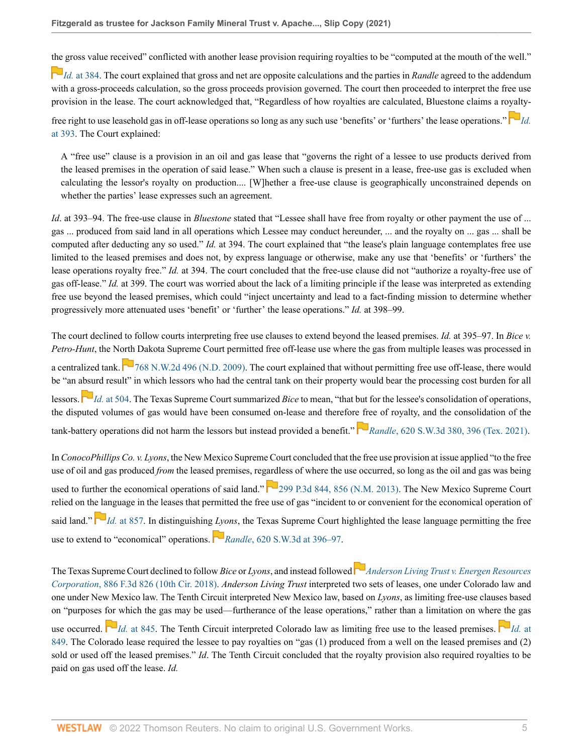the gross value received" conflicted with another lease provision requiring royalties to be "computed at the mouth of the well." *Id.* at 384. The court explained that gross and net are opposite calculations and the parties in *Randle* agreed to the addendum with a gross-proceeds calculation, so the gross proceeds provision governed. The court then proceeded to interpret the free use provision in the lease. The court acknowledged that, "Regardless of how royalties are calculated, Bluestone claims a royalty-free right to use leasehold gas in off-lease operations so long as any such use 'benefits' or 'furthers' the lease operations." *Id.* at 393. The Court explained:

> A "free use" clause is a provision in an oil and gas lease that "governs the right of a lessee to use products derived from the leased premises in the operation of said lease." When such a clause is present in a lease, free-use gas is excluded when calculating the lessor's royalty on production.... [W]hether a free-use clause is geographically unconstrained depends on whether the parties' lease expresses such an agreement.

*Id*. at 393–94. The free-use clause in *Bluestone* stated that "Lessee shall have free from royalty or other payment the use of ... gas ... produced from said land in all operations which Lessee may conduct hereunder, ... and the royalty on ... gas ... shall be computed after deducting any so used." *Id.* at 394. The court explained that "the lease's plain language contemplates free use limited to the leased premises and does not, by express language or otherwise, make any use that 'benefits' or 'furthers' the lease operations royalty free." *Id.* at 394. The court concluded that the free-use clause did not "authorize a royalty-free use of gas off-lease." *Id.* at 399. The court was worried about the lack of a limiting principle if the lease was interpreted as extending free use beyond the leased premises, which could "inject uncertainty and lead to a fact-finding mission to determine whether progressively more attenuated uses 'benefit' or 'further' the lease operations." *Id.* at 398–99.

The court declined to follow courts interpreting free use clauses to extend beyond the leased premises. *Id.* at 395–97. In *Bice v. Petro-Hunt*, the North Dakota Supreme Court permitted free off-lease use where the gas from multiple leases was processed in a centralized tank. 768 N.W.2d 496 (N.D. 2009). The court explained that without permitting free use off-lease, there would be "an absurd result" in which lessors who had the central tank on their property would bear the processing cost burden for all lessors. *Id.* at 504. The Texas Supreme Court summarized *Bice* to mean, "that but for the lessee's consolidation of operations, the disputed volumes of gas would have been consumed on-lease and therefore free of royalty, and the consolidation of the tank-battery operations did not harm the lessors but instead provided a benefit." *Randle*, 620 S.W.3d 380, 396 (Tex. 2021).

In *ConocoPhillips Co. v. Lyons*, the New Mexico Supreme Court concluded that the free use provision at issue applied "to the free use of oil and gas produced *from* the leased premises, regardless of where the use occurred, so long as the oil and gas was being used to further the economical operations of said land." 299 P.3d 844, 856 (N.M. 2013). The New Mexico Supreme Court relied on the language in the leases that permitted the free use of gas "incident to or convenient for the economical operation of said land." *Id.* at 857. In distinguishing *Lyons*, the Texas Supreme Court highlighted the lease language permitting the free use to extend to "economical" operations. *Randle*, 620 S.W.3d at 396–97.

The Texas Supreme Court declined to follow *Bice* or *Lyons*, and instead followed *Anderson Living Trust v. Energen Resources Corporation*, 886 F.3d 826 (10th Cir. 2018). *Anderson Living Trust* interpreted two sets of leases, one under Colorado law and one under New Mexico law. The Tenth Circuit interpreted New Mexico law, based on *Lyons*, as limiting free-use clauses based on "purposes for which the gas may be used—furtherance of the lease operations," rather than a limitation on where the gas use occurred. *Id.* at 845. The Tenth Circuit interpreted Colorado law as limiting free use to the leased premises. *Id.* at 849. The Colorado lease required the lessee to pay royalties on "gas (1) produced from a well on the leased premises and (2) sold or used off the leased premises." *Id*. The Tenth Circuit concluded that the royalty provision also required royalties to be paid on gas used off the lease. *Id.*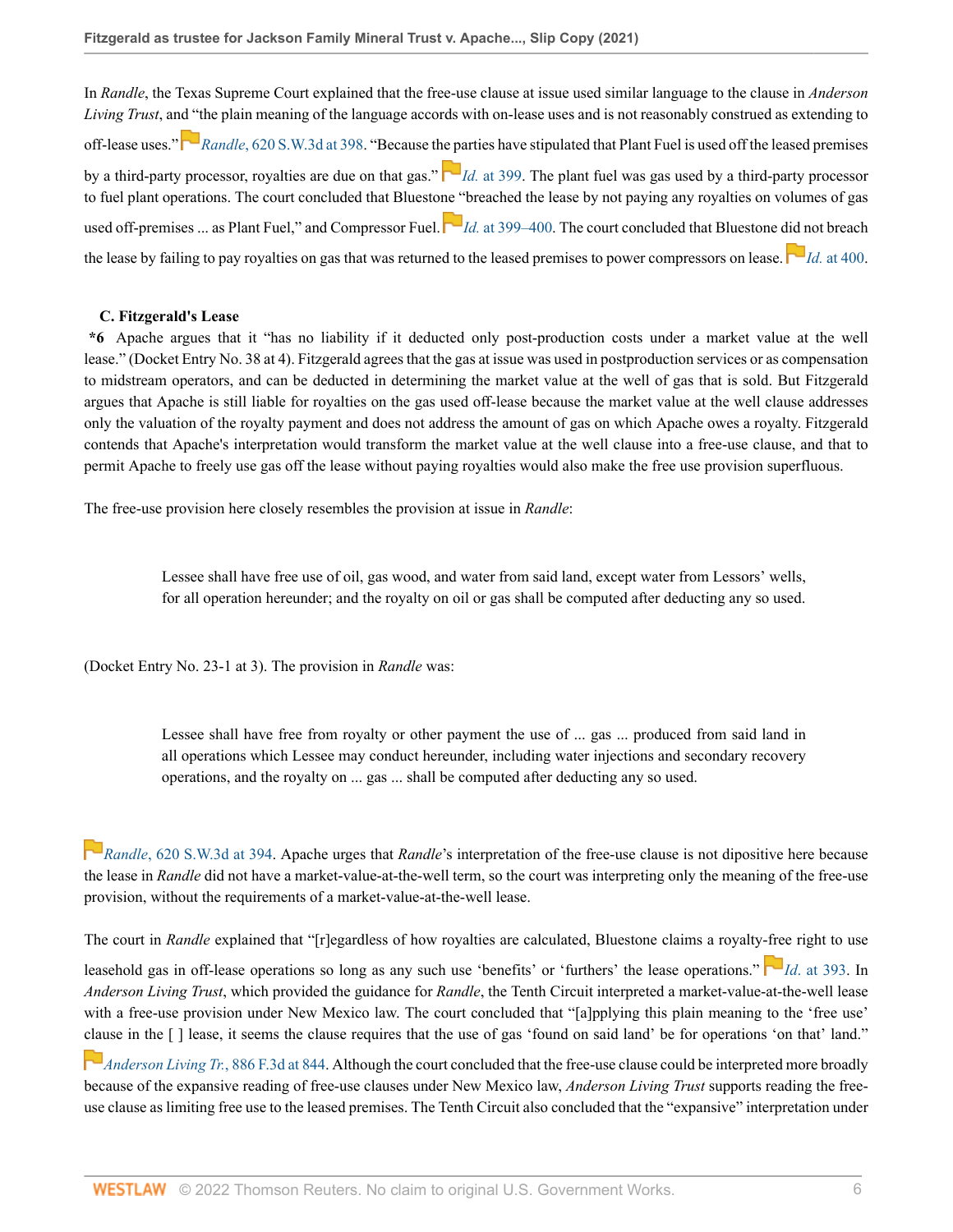In *Randle*, the Texas Supreme Court explained that the free-use clause at issue used similar language to the clause in *Anderson Living Trust*, and "the plain meaning of the language accords with on-lease uses and is not reasonably construed as extending to off-lease uses." *Randle*, 620 S.W.3d at 398. "Because the parties have stipulated that Plant Fuel is used off the leased premises by a third-party processor, royalties are due on that gas." *Id.* at 399. The plant fuel was gas used by a third-party processor to fuel plant operations. The court concluded that Bluestone "breached the lease by not paying any royalties on volumes of gas used off-premises ... as Plant Fuel," and Compressor Fuel. *Id.* at 399–400. The court concluded that Bluestone did not breach the lease by failing to pay royalties on gas that was returned to the leased premises to power compressors on lease. *Id.* at 400.

### C. Fitzgerald's Lease

**\*6** Apache argues that it "has no liability if it deducted only post-production costs under a market value at the well lease." (Docket Entry No. 38 at 4). Fitzgerald agrees that the gas at issue was used in postproduction services or as compensation to midstream operators, and can be deducted in determining the market value at the well of gas that is sold. But Fitzgerald argues that Apache is still liable for royalties on the gas used off-lease because the market value at the well clause addresses only the valuation of the royalty payment and does not address the amount of gas on which Apache owes a royalty. Fitzgerald contends that Apache's interpretation would transform the market value at the well clause into a free-use clause, and that to permit Apache to freely use gas off the lease without paying royalties would also make the free use provision superfluous.

The free-use provision here closely resembles the provision at issue in *Randle*:

> Lessee shall have free use of oil, gas wood, and water from said land, except water from Lessors' wells, for all operation hereunder; and the royalty on oil or gas shall be computed after deducting any so used.

(Docket Entry No. 23-1 at 3). The provision in *Randle* was:

> Lessee shall have free from royalty or other payment the use of ... gas ... produced from said land in all operations which Lessee may conduct hereunder, including water injections and secondary recovery operations, and the royalty on ... gas ... shall be computed after deducting any so used.

*Randle*, 620 S.W.3d at 394. Apache urges that *Randle*'s interpretation of the free-use clause is not dipositive here because the lease in *Randle* did not have a market-value-at-the-well term, so the court was interpreting only the meaning of the free-use provision, without the requirements of a market-value-at-the-well lease.

The court in *Randle* explained that "[r]egardless of how royalties are calculated, Bluestone claims a royalty-free right to use leasehold gas in off-lease operations so long as any such use 'benefits' or 'furthers' the lease operations." *Id.* at 393. In *Anderson Living Trust*, which provided the guidance for *Randle*, the Tenth Circuit interpreted a market-value-at-the-well lease with a free-use provision under New Mexico law. The court concluded that "[a]pplying this plain meaning to the 'free use' clause in the [ ] lease, it seems the clause requires that the use of gas 'found on said land' be for operations 'on that' land." *Anderson Living Tr.*, 886 F.3d at 844. Although the court concluded that the free-use clause could be interpreted more broadly because of the expansive reading of free-use clauses under New Mexico law, *Anderson Living Trust* supports reading the free-use clause as limiting free use to the leased premises. The Tenth Circuit also concluded that the "expansive" interpretation under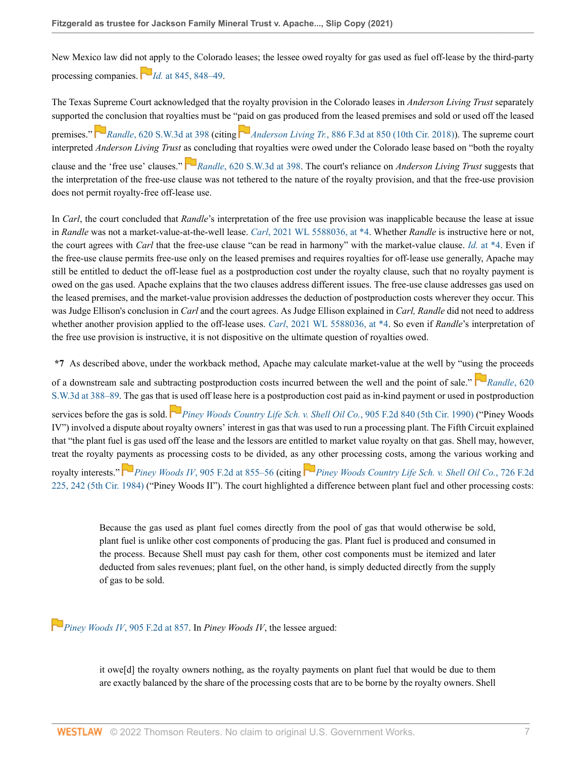New Mexico law did not apply to the Colorado leases; the lessee owed royalty for gas used as fuel off-lease by the third-party processing companies. *Id.* at 845, 848–49.

The Texas Supreme Court acknowledged that the royalty provision in the Colorado leases in *Anderson Living Trust* separately supported the conclusion that royalties must be "paid on gas produced from the leased premises and sold or used off the leased premises." *Randle*, 620 S.W.3d at 398 (citing *Anderson Living Tr.*, 886 F.3d at 850 (10th Cir. 2018)). The supreme court interpreted *Anderson Living Trust* as concluding that royalties were owed under the Colorado lease based on "both the royalty clause and the 'free use' clauses." *Randle*, 620 S.W.3d at 398. The court's reliance on *Anderson Living Trust* suggests that the interpretation of the free-use clause was not tethered to the nature of the royalty provision, and that the free-use provision does not permit royalty-free off-lease use.

In *Carl*, the court concluded that *Randle*'s interpretation of the free use provision was inapplicable because the lease at issue in *Randle* was not a market-value-at-the-well lease. *Carl*, 2021 WL 5588036, at *4. Whether *Randle* is instructive here or not, the court agrees with *Carl* that the free-use clause "can be read in harmony" with the market-value clause. *Id.* at *4. Even if the free-use clause permits free-use only on the leased premises and requires royalties for off-lease use generally, Apache may still be entitled to deduct the off-lease fuel as a postproduction cost under the royalty clause, such that no royalty payment is owed on the gas used. Apache explains that the two clauses address different issues. The free-use clause addresses gas used on the leased premises, and the market-value provision addresses the deduction of postproduction costs wherever they occur. This was Judge Ellison's conclusion in *Carl* and the court agrees. As Judge Ellison explained in *Carl, Randle* did not need to address whether another provision applied to the off-lease uses. *Carl*, 2021 WL 5588036, at *4. So even if *Randle*'s interpretation of the free use provision is instructive, it is not dispositive on the ultimate question of royalties owed.

**\*7** As described above, under the workback method, Apache may calculate market-value at the well by "using the proceeds of a downstream sale and subtracting postproduction costs incurred between the well and the point of sale." *Randle*, 620 S.W.3d at 388–89. The gas that is used off lease here is a postproduction cost paid as in-kind payment or used in postproduction services before the gas is sold. *Piney Woods Country Life Sch. v. Shell Oil Co.*, 905 F.2d 840 (5th Cir. 1990) ("Piney Woods IV") involved a dispute about royalty owners' interest in gas that was used to run a processing plant. The Fifth Circuit explained that "the plant fuel is gas used off the lease and the lessors are entitled to market value royalty on that gas. Shell may, however, treat the royalty payments as processing costs to be divided, as any other processing costs, among the various working and royalty interests." *Piney Woods IV*, 905 F.2d at 855–56 (citing *Piney Woods Country Life Sch. v. Shell Oil Co.*, 726 F.2d 225, 242 (5th Cir. 1984) ("Piney Woods II"). The court highlighted a difference between plant fuel and other processing costs:

> Because the gas used as plant fuel comes directly from the pool of gas that would otherwise be sold, plant fuel is unlike other cost components of producing the gas. Plant fuel is produced and consumed in the process. Because Shell must pay cash for them, other cost components must be itemized and later deducted from sales revenues; plant fuel, on the other hand, is simply deducted directly from the supply of gas to be sold.

*Piney Woods IV*, 905 F.2d at 857. In *Piney Woods IV*, the lessee argued:

> it owe[d] the royalty owners nothing, as the royalty payments on plant fuel that would be due to them are exactly balanced by the share of the processing costs that are to be borne by the royalty owners. Shell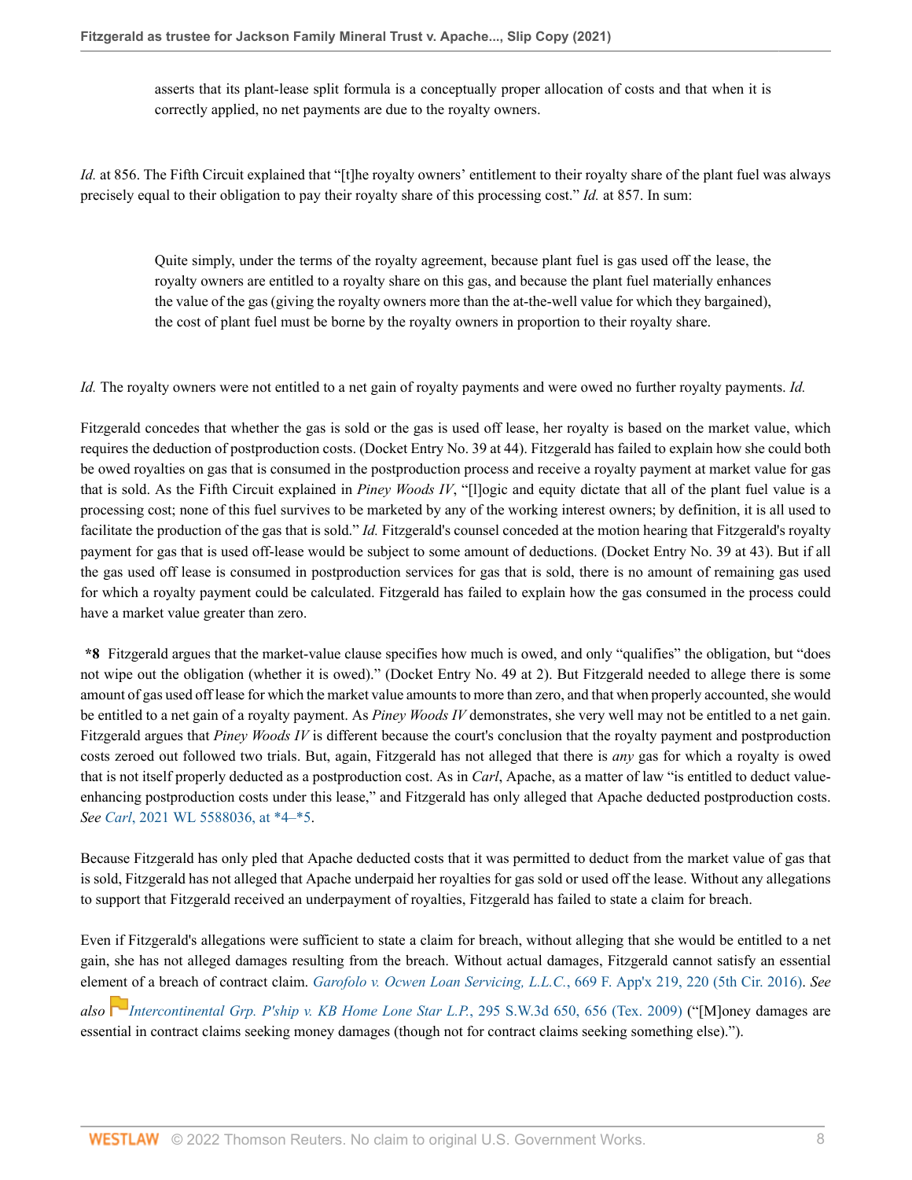> asserts that its plant-lease split formula is a conceptually proper allocation of costs and that when it is correctly applied, no net payments are due to the royalty owners.

*Id.* at 856. The Fifth Circuit explained that "[t]he royalty owners' entitlement to their royalty share of the plant fuel was always precisely equal to their obligation to pay their royalty share of this processing cost." *Id.* at 857. In sum:

> Quite simply, under the terms of the royalty agreement, because plant fuel is gas used off the lease, the royalty owners are entitled to a royalty share on this gas, and because the plant fuel materially enhances the value of the gas (giving the royalty owners more than the at-the-well value for which they bargained), the cost of plant fuel must be borne by the royalty owners in proportion to their royalty share.

*Id.* The royalty owners were not entitled to a net gain of royalty payments and were owed no further royalty payments. *Id.*

Fitzgerald concedes that whether the gas is sold or the gas is used off lease, her royalty is based on the market value, which requires the deduction of postproduction costs. (Docket Entry No. 39 at 44). Fitzgerald has failed to explain how she could both be owed royalties on gas that is consumed in the postproduction process and receive a royalty payment at market value for gas that is sold. As the Fifth Circuit explained in *Piney Woods IV*, "[l]ogic and equity dictate that all of the plant fuel value is a processing cost; none of this fuel survives to be marketed by any of the working interest owners; by definition, it is all used to facilitate the production of the gas that is sold." *Id.* Fitzgerald's counsel conceded at the motion hearing that Fitzgerald's royalty payment for gas that is used off-lease would be subject to some amount of deductions. (Docket Entry No. 39 at 43). But if all the gas used off lease is consumed in postproduction services for gas that is sold, there is no amount of remaining gas used for which a royalty payment could be calculated. Fitzgerald has failed to explain how the gas consumed in the process could have a market value greater than zero.

**\*8** Fitzgerald argues that the market-value clause specifies how much is owed, and only "qualifies" the obligation, but "does not wipe out the obligation (whether it is owed)." (Docket Entry No. 49 at 2). But Fitzgerald needed to allege there is some amount of gas used off lease for which the market value amounts to more than zero, and that when properly accounted, she would be entitled to a net gain of a royalty payment. As *Piney Woods IV* demonstrates, she very well may not be entitled to a net gain. Fitzgerald argues that *Piney Woods IV* is different because the court's conclusion that the royalty payment and postproduction costs zeroed out followed two trials. But, again, Fitzgerald has not alleged that there is *any* gas for which a royalty is owed that is not itself properly deducted as a postproduction cost. As in *Carl*, Apache, as a matter of law "is entitled to deduct value-enhancing postproduction costs under this lease," and Fitzgerald has only alleged that Apache deducted postproduction costs. *See* *Carl*, 2021 WL 5588036, at *4–*5.

Because Fitzgerald has only pled that Apache deducted costs that it was permitted to deduct from the market value of gas that is sold, Fitzgerald has not alleged that Apache underpaid her royalties for gas sold or used off the lease. Without any allegations to support that Fitzgerald received an underpayment of royalties, Fitzgerald has failed to state a claim for breach.

Even if Fitzgerald's allegations were sufficient to state a claim for breach, without alleging that she would be entitled to a net gain, she has not alleged damages resulting from the breach. Without actual damages, Fitzgerald cannot satisfy an essential element of a breach of contract claim. *Garofolo v. Ocwen Loan Servicing, L.L.C.*, 669 F. App'x 219, 220 (5th Cir. 2016). *See also* *Intercontinental Grp. P'ship v. KB Home Lone Star L.P.*, 295 S.W.3d 650, 656 (Tex. 2009) ("[M]oney damages are essential in contract claims seeking money damages (though not for contract claims seeking something else).").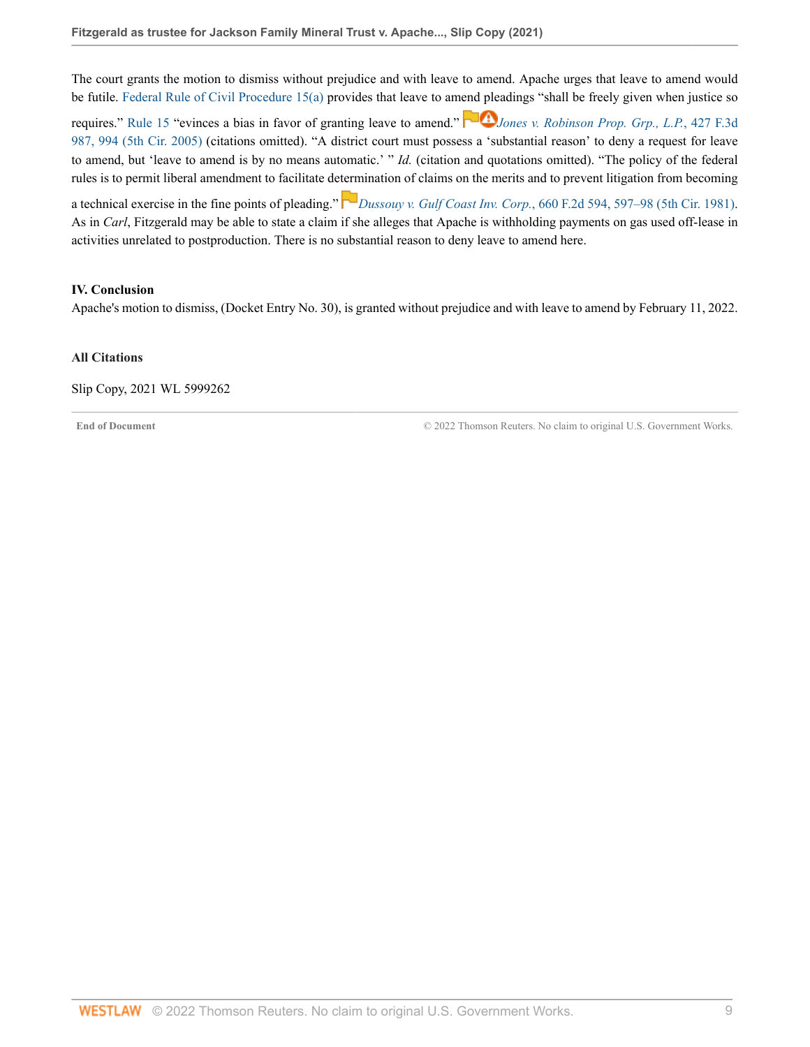The court grants the motion to dismiss without prejudice and with leave to amend. Apache urges that leave to amend would be futile. Federal Rule of Civil Procedure 15(a) provides that leave to amend pleadings "shall be freely given when justice so requires." Rule 15 "evinces a bias in favor of granting leave to amend." *Jones v. Robinson Prop. Grp., L.P.*, 427 F.3d 987, 994 (5th Cir. 2005) (citations omitted). "A district court must possess a 'substantial reason' to deny a request for leave to amend, but 'leave to amend is by no means automatic.' " *Id.* (citation and quotations omitted). "The policy of the federal rules is to permit liberal amendment to facilitate determination of claims on the merits and to prevent litigation from becoming a technical exercise in the fine points of pleading." *Dussouy v. Gulf Coast Inv. Corp.*, 660 F.2d 594, 597–98 (5th Cir. 1981). As in *Carl*, Fitzgerald may be able to state a claim if she alleges that Apache is withholding payments on gas used off-lease in activities unrelated to postproduction. There is no substantial reason to deny leave to amend here.

**IV. Conclusion**

Apache's motion to dismiss, (Docket Entry No. 30), is granted without prejudice and with leave to amend by February 11, 2022.

**All Citations**

Slip Copy, 2021 WL 5999262

**End of Document** © 2022 Thomson Reuters. No claim to original U.S. Government Works.